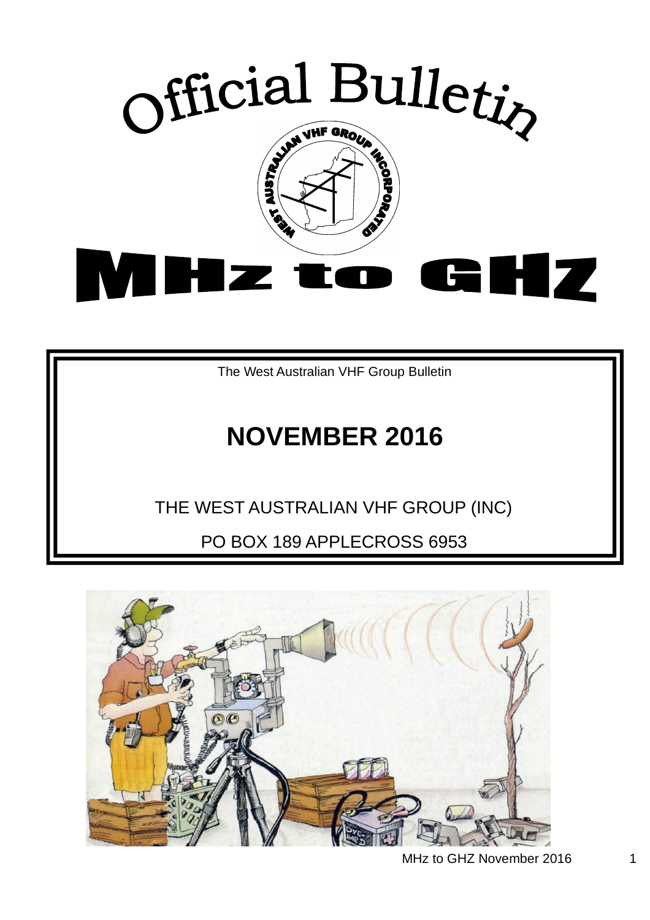# Official Bulletin

# MHz to GHZ

The West Australian VHF Group Bulletin

## NOVEMBER 2016

THE WEST AUSTRALIAN VHF GROUP (INC)

PO BOX 189 APPLECROSS 6953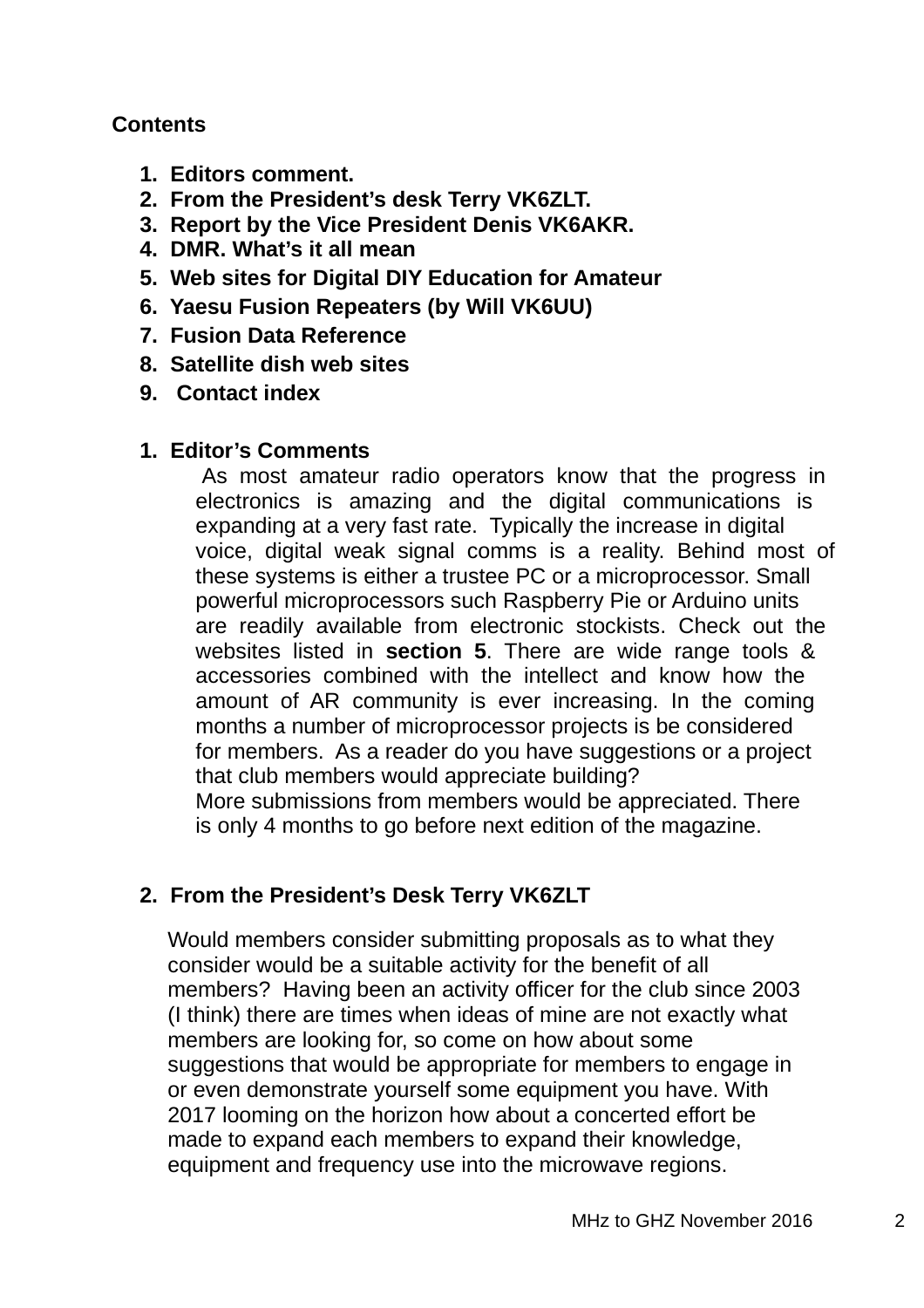**Contents**

1. Editors comment.
2. From the President's desk Terry VK6ZLT.
3. Report by the Vice President Denis VK6AKR.
4. DMR. What's it all mean
5. Web sites for Digital DIY Education for Amateur
6. Yaesu Fusion Repeaters (by Will VK6UU)
7. Fusion Data Reference
8. Satellite dish web sites
9. Contact index

## 1. Editor's Comments

As most amateur radio operators know that the progress in electronics is amazing and the digital communications is expanding at a very fast rate. Typically the increase in digital voice, digital weak signal comms is a reality. Behind most of these systems is either a trustee PC or a microprocessor. Small powerful microprocessors such Raspberry Pie or Arduino units are readily available from electronic stockists. Check out the websites listed in **section 5**. There are wide range tools & accessories combined with the intellect and know how the amount of AR community is ever increasing. In the coming months a number of microprocessor projects is be considered for members. As a reader do you have suggestions or a project that club members would appreciate building?
More submissions from members would be appreciated. There is only 4 months to go before next edition of the magazine.

## 2. From the President's Desk Terry VK6ZLT

Would members consider submitting proposals as to what they consider would be a suitable activity for the benefit of all members? Having been an activity officer for the club since 2003 (I think) there are times when ideas of mine are not exactly what members are looking for, so come on how about some suggestions that would be appropriate for members to engage in or even demonstrate yourself some equipment you have. With 2017 looming on the horizon how about a concerted effort be made to expand each members to expand their knowledge, equipment and frequency use into the microwave regions.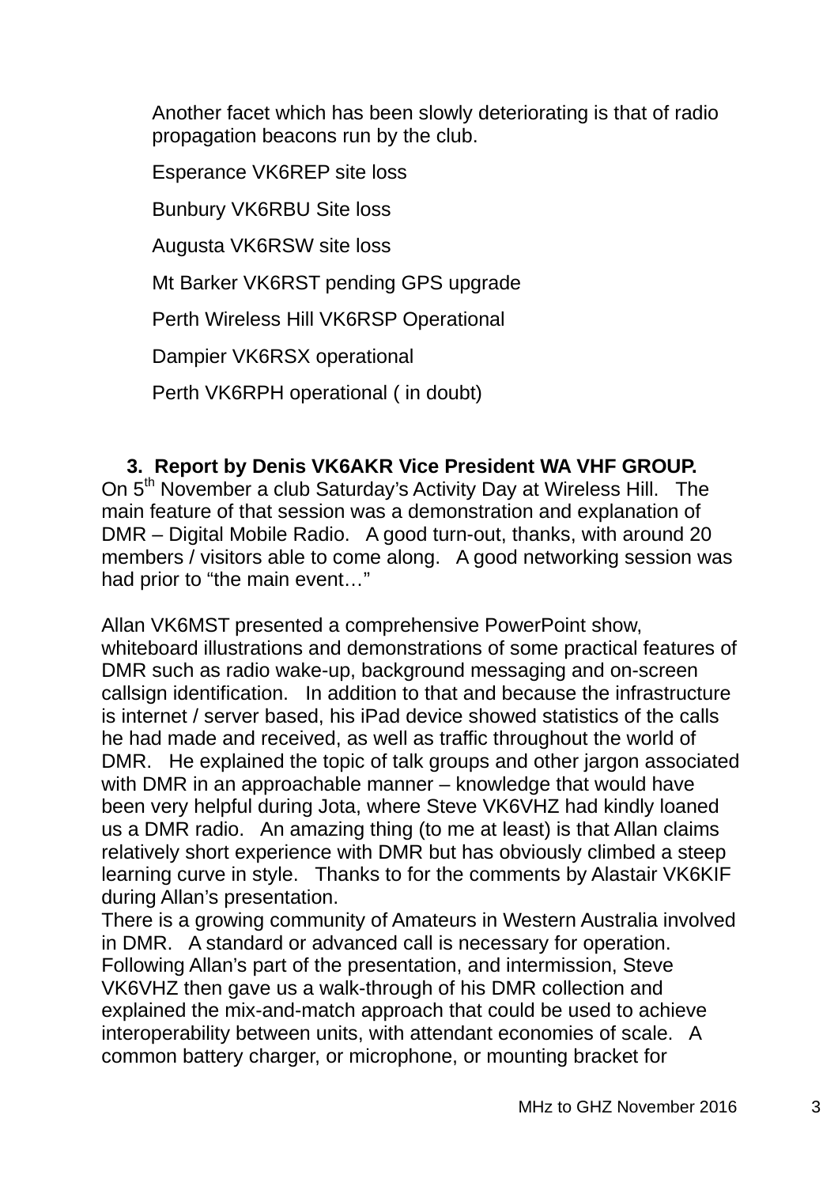Another facet which has been slowly deteriorating is that of radio propagation beacons run by the club.

Esperance VK6REP site loss

Bunbury VK6RBU Site loss

Augusta VK6RSW site loss

Mt Barker VK6RST pending GPS upgrade

Perth Wireless Hill VK6RSP Operational

Dampier VK6RSX operational

Perth VK6RPH operational ( in doubt)

3. **Report by Denis VK6AKR Vice President WA VHF GROUP.**

On 5th November a club Saturday's Activity Day at Wireless Hill. The main feature of that session was a demonstration and explanation of DMR – Digital Mobile Radio. A good turn-out, thanks, with around 20 members / visitors able to come along. A good networking session was had prior to "the main event…"

Allan VK6MST presented a comprehensive PowerPoint show, whiteboard illustrations and demonstrations of some practical features of DMR such as radio wake-up, background messaging and on-screen callsign identification. In addition to that and because the infrastructure is internet / server based, his iPad device showed statistics of the calls he had made and received, as well as traffic throughout the world of DMR. He explained the topic of talk groups and other jargon associated with DMR in an approachable manner – knowledge that would have been very helpful during Jota, where Steve VK6VHZ had kindly loaned us a DMR radio. An amazing thing (to me at least) is that Allan claims relatively short experience with DMR but has obviously climbed a steep learning curve in style. Thanks to for the comments by Alastair VK6KIF during Allan's presentation.

There is a growing community of Amateurs in Western Australia involved in DMR. A standard or advanced call is necessary for operation. Following Allan's part of the presentation, and intermission, Steve VK6VHZ then gave us a walk-through of his DMR collection and explained the mix-and-match approach that could be used to achieve interoperability between units, with attendant economies of scale. A common battery charger, or microphone, or mounting bracket for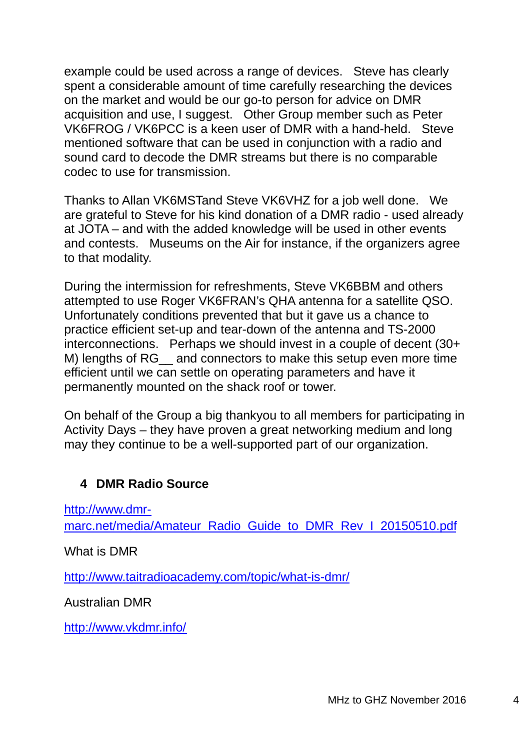example could be used across a range of devices. Steve has clearly spent a considerable amount of time carefully researching the devices on the market and would be our go-to person for advice on DMR acquisition and use, I suggest. Other Group member such as Peter VK6FROG / VK6PCC is a keen user of DMR with a hand-held. Steve mentioned software that can be used in conjunction with a radio and sound card to decode the DMR streams but there is no comparable codec to use for transmission.

Thanks to Allan VK6MSTand Steve VK6VHZ for a job well done. We are grateful to Steve for his kind donation of a DMR radio - used already at JOTA – and with the added knowledge will be used in other events and contests. Museums on the Air for instance, if the organizers agree to that modality.

During the intermission for refreshments, Steve VK6BBM and others attempted to use Roger VK6FRAN's QHA antenna for a satellite QSO. Unfortunately conditions prevented that but it gave us a chance to practice efficient set-up and tear-down of the antenna and TS-2000 interconnections. Perhaps we should invest in a couple of decent (30+ M) lengths of RG__ and connectors to make this setup even more time efficient until we can settle on operating parameters and have it permanently mounted on the shack roof or tower.

On behalf of the Group a big thankyou to all members for participating in Activity Days – they have proven a great networking medium and long may they continue to be a well-supported part of our organization.

## 4 DMR Radio Source

http://www.dmr-marc.net/media/Amateur_Radio_Guide_to_DMR_Rev_I_20150510.pdf

What is DMR

http://www.taitradioacademy.com/topic/what-is-dmr/

Australian DMR

http://www.vkdmr.info/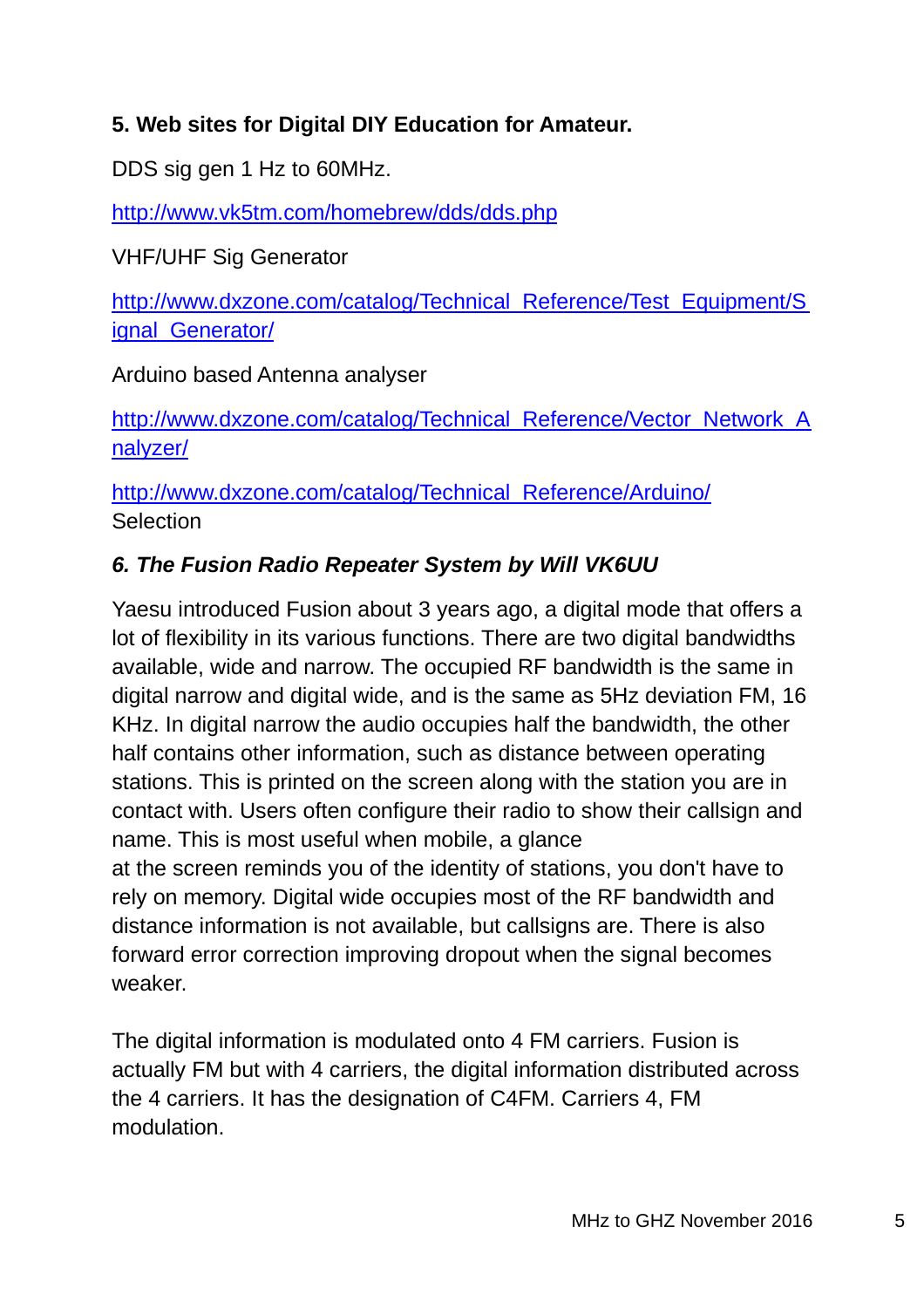**5. Web sites for Digital DIY Education for Amateur.**

DDS sig gen 1 Hz to 60MHz.

http://www.vk5tm.com/homebrew/dds/dds.php

VHF/UHF Sig Generator

http://www.dxzone.com/catalog/Technical_Reference/Test_Equipment/Signal_Generator/

Arduino based Antenna analyser

http://www.dxzone.com/catalog/Technical_Reference/Vector_Network_Analyzer/

http://www.dxzone.com/catalog/Technical_Reference/Arduino/
Selection

***6. The Fusion Radio Repeater System by Will VK6UU***

Yaesu introduced Fusion about 3 years ago, a digital mode that offers a lot of flexibility in its various functions. There are two digital bandwidths available, wide and narrow. The occupied RF bandwidth is the same in digital narrow and digital wide, and is the same as 5Hz deviation FM, 16 KHz. In digital narrow the audio occupies half the bandwidth, the other half contains other information, such as distance between operating stations. This is printed on the screen along with the station you are in contact with. Users often configure their radio to show their callsign and name. This is most useful when mobile, a glance at the screen reminds you of the identity of stations, you don't have to rely on memory. Digital wide occupies most of the RF bandwidth and distance information is not available, but callsigns are. There is also forward error correction improving dropout when the signal becomes weaker.

The digital information is modulated onto 4 FM carriers. Fusion is actually FM but with 4 carriers, the digital information distributed across the 4 carriers. It has the designation of C4FM. Carriers 4, FM modulation.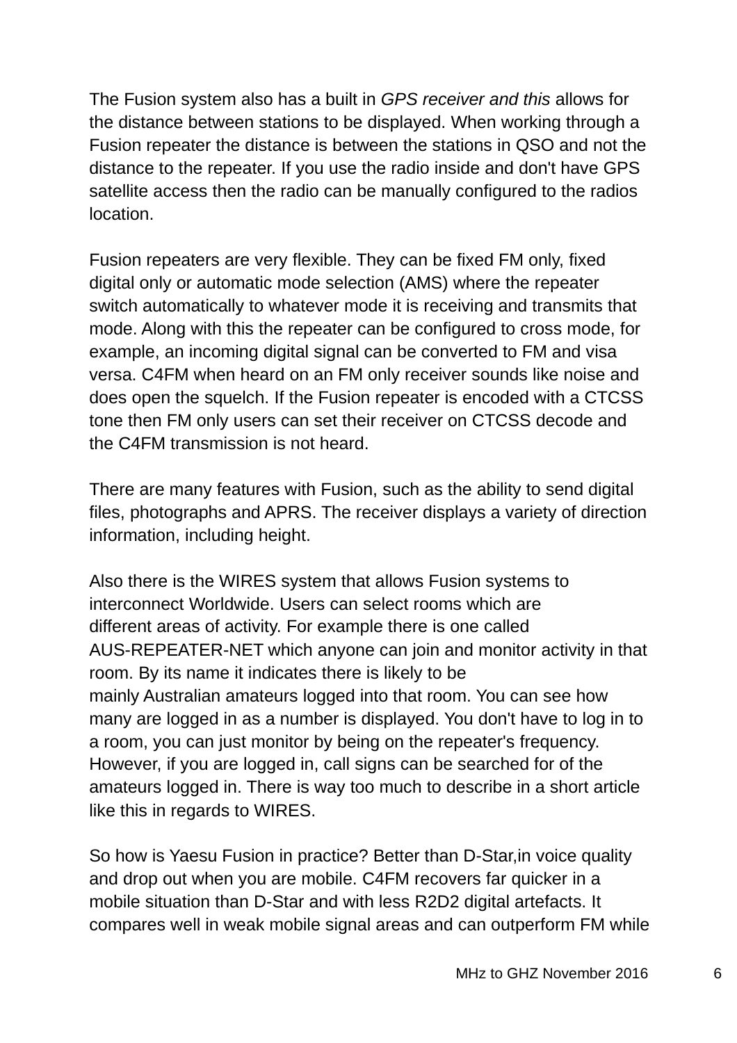The Fusion system also has a built in *GPS receiver and this* allows for the distance between stations to be displayed. When working through a Fusion repeater the distance is between the stations in QSO and not the distance to the repeater. If you use the radio inside and don't have GPS satellite access then the radio can be manually configured to the radios location.

Fusion repeaters are very flexible. They can be fixed FM only, fixed digital only or automatic mode selection (AMS) where the repeater switch automatically to whatever mode it is receiving and transmits that mode. Along with this the repeater can be configured to cross mode, for example, an incoming digital signal can be converted to FM and visa versa. C4FM when heard on an FM only receiver sounds like noise and does open the squelch. If the Fusion repeater is encoded with a CTCSS tone then FM only users can set their receiver on CTCSS decode and the C4FM transmission is not heard.

There are many features with Fusion, such as the ability to send digital files, photographs and APRS. The receiver displays a variety of direction information, including height.

Also there is the WIRES system that allows Fusion systems to interconnect Worldwide. Users can select rooms which are different areas of activity. For example there is one called AUS-REPEATER-NET which anyone can join and monitor activity in that room. By its name it indicates there is likely to be mainly Australian amateurs logged into that room. You can see how many are logged in as a number is displayed. You don't have to log in to a room, you can just monitor by being on the repeater's frequency. However, if you are logged in, call signs can be searched for of the amateurs logged in. There is way too much to describe in a short article like this in regards to WIRES.

So how is Yaesu Fusion in practice? Better than D-Star,in voice quality and drop out when you are mobile. C4FM recovers far quicker in a mobile situation than D-Star and with less R2D2 digital artefacts. It compares well in weak mobile signal areas and can outperform FM while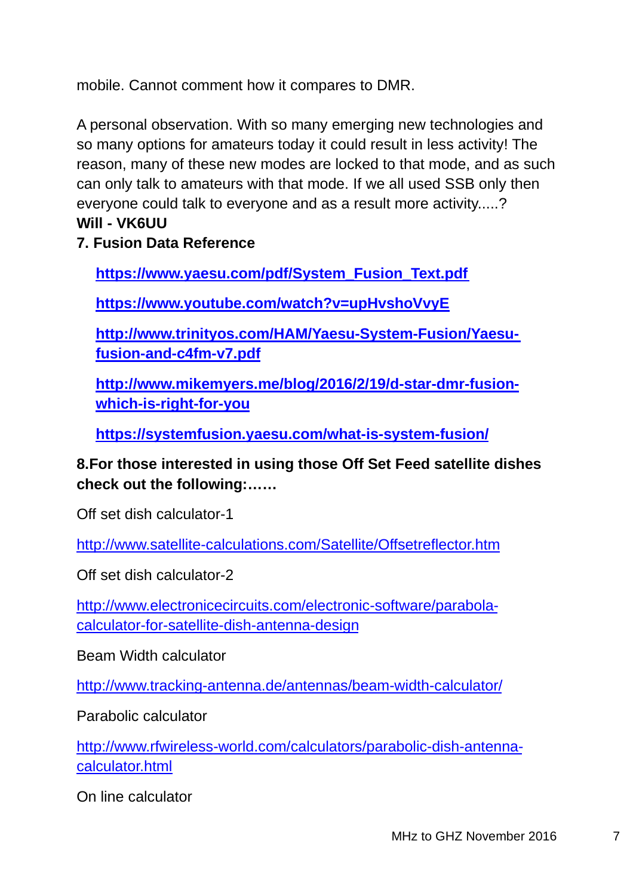mobile. Cannot comment how it compares to DMR.

A personal observation. With so many emerging new technologies and so many options for amateurs today it could result in less activity! The reason, many of these new modes are locked to that mode, and as such can only talk to amateurs with that mode. If we all used SSB only then everyone could talk to everyone and as a result more activity.....?

**Will - VK6UU**

**7. Fusion Data Reference**

**https://www.yaesu.com/pdf/System_Fusion_Text.pdf**

**https://www.youtube.com/watch?v=upHvshoVvyE**

**http://www.trinityos.com/HAM/Yaesu-System-Fusion/Yaesu-fusion-and-c4fm-v7.pdf**

**http://www.mikemyers.me/blog/2016/2/19/d-star-dmr-fusion-which-is-right-for-you**

**https://systemfusion.yaesu.com/what-is-system-fusion/**

**8.For those interested in using those Off Set Feed satellite dishes check out the following:……**

Off set dish calculator-1

http://www.satellite-calculations.com/Satellite/Offsetreflector.htm

Off set dish calculator-2

http://www.electronicecircuits.com/electronic-software/parabola-calculator-for-satellite-dish-antenna-design

Beam Width calculator

http://www.tracking-antenna.de/antennas/beam-width-calculator/

Parabolic calculator

http://www.rfwireless-world.com/calculators/parabolic-dish-antenna-calculator.html

On line calculator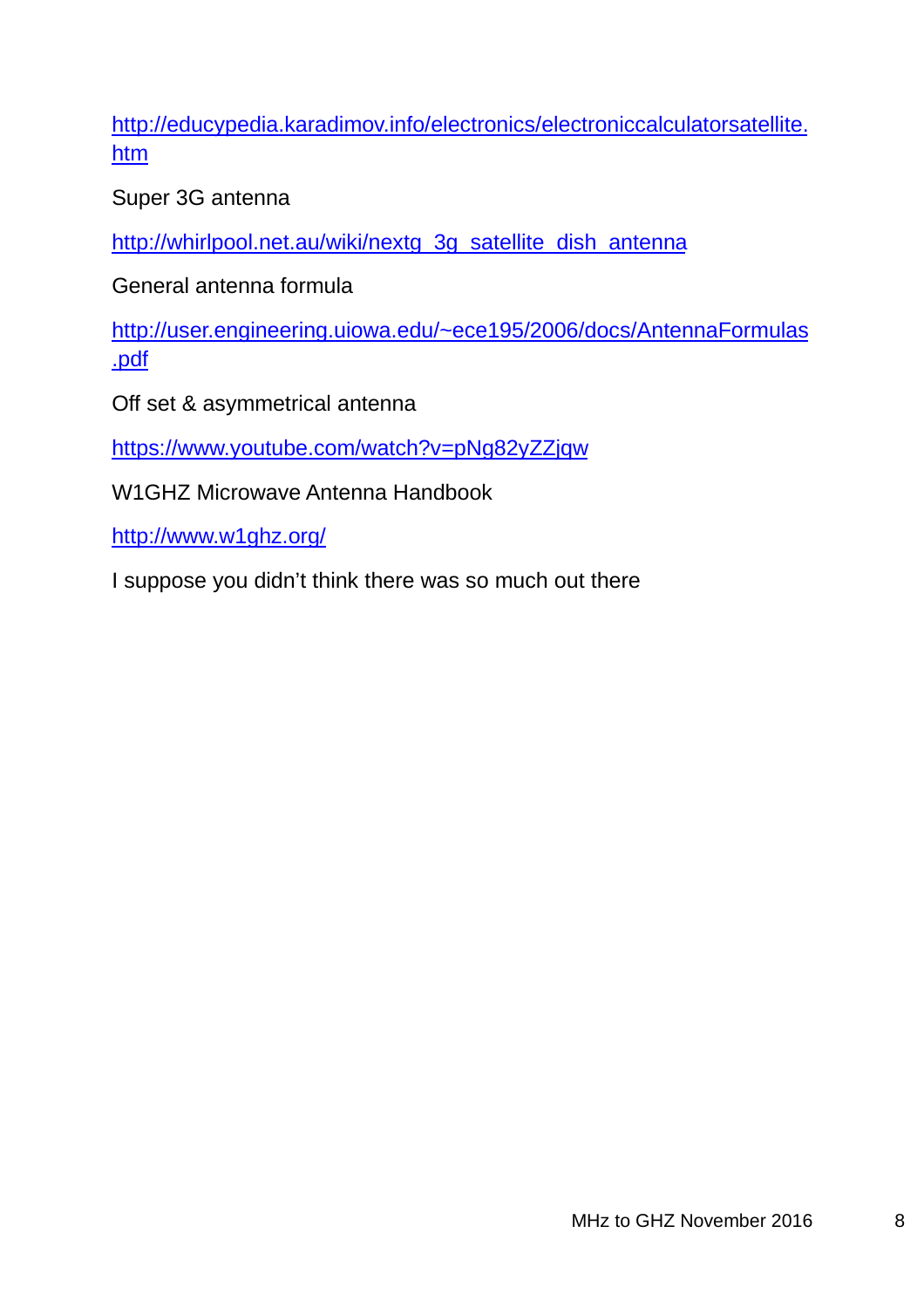http://educypedia.karadimov.info/electronics/electroniccalculatorsatellite.htm

Super 3G antenna

http://whirlpool.net.au/wiki/nextg_3g_satellite_dish_antenna

General antenna formula

http://user.engineering.uiowa.edu/~ece195/2006/docs/AntennaFormulas.pdf

Off set & asymmetrical antenna

https://www.youtube.com/watch?v=pNg82yZZjqw

W1GHZ Microwave Antenna Handbook

http://www.w1ghz.org/

I suppose you didn't think there was so much out there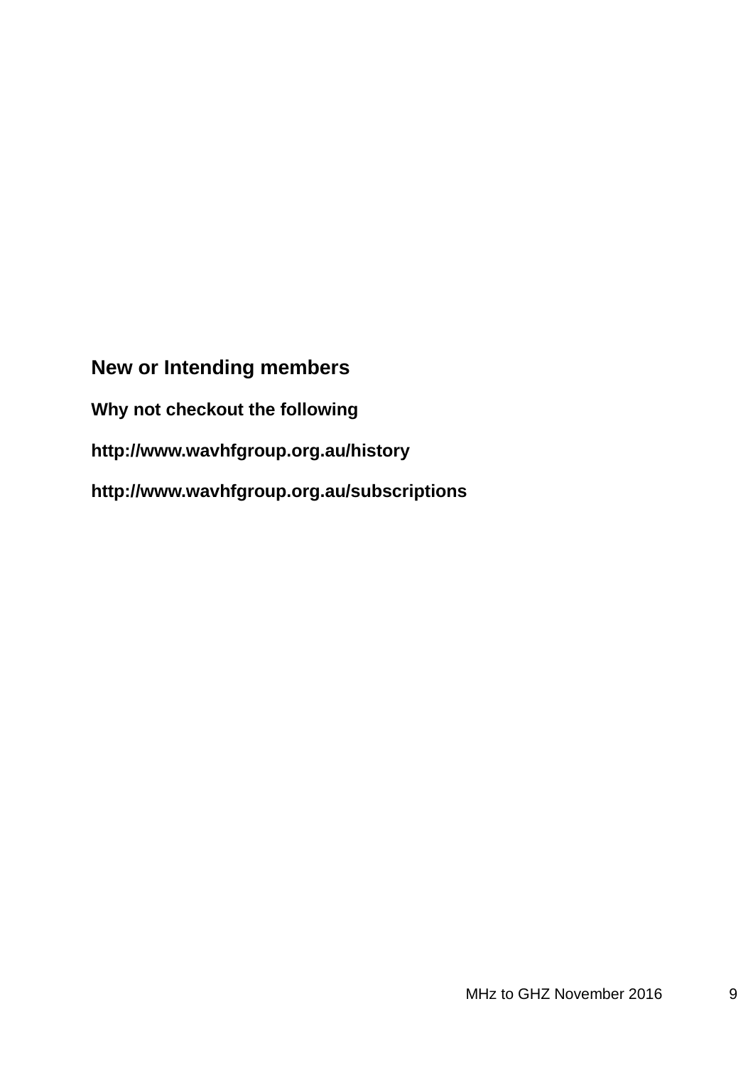## New or Intending members

**Why not checkout the following**

**http://www.wavhfgroup.org.au/history**

**http://www.wavhfgroup.org.au/subscriptions**